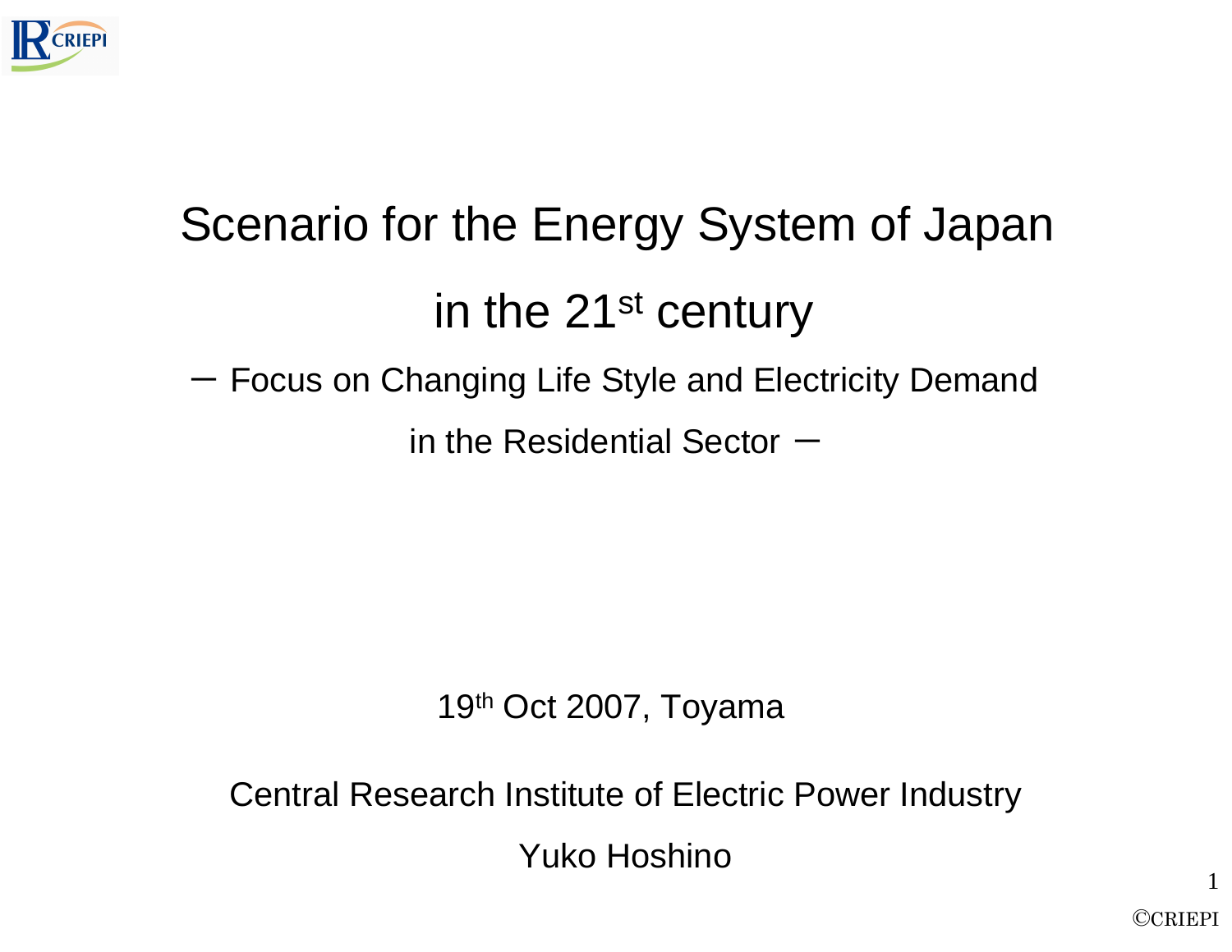# Scenario for the Energy System of Japan in the 21st century

## ー Focus on Changing Life Style and Electricity Demand in the Residential Sector ー

19th Oct 2007, Toyama

Central Research Institute of Electric Power Industry

Yuko Hoshino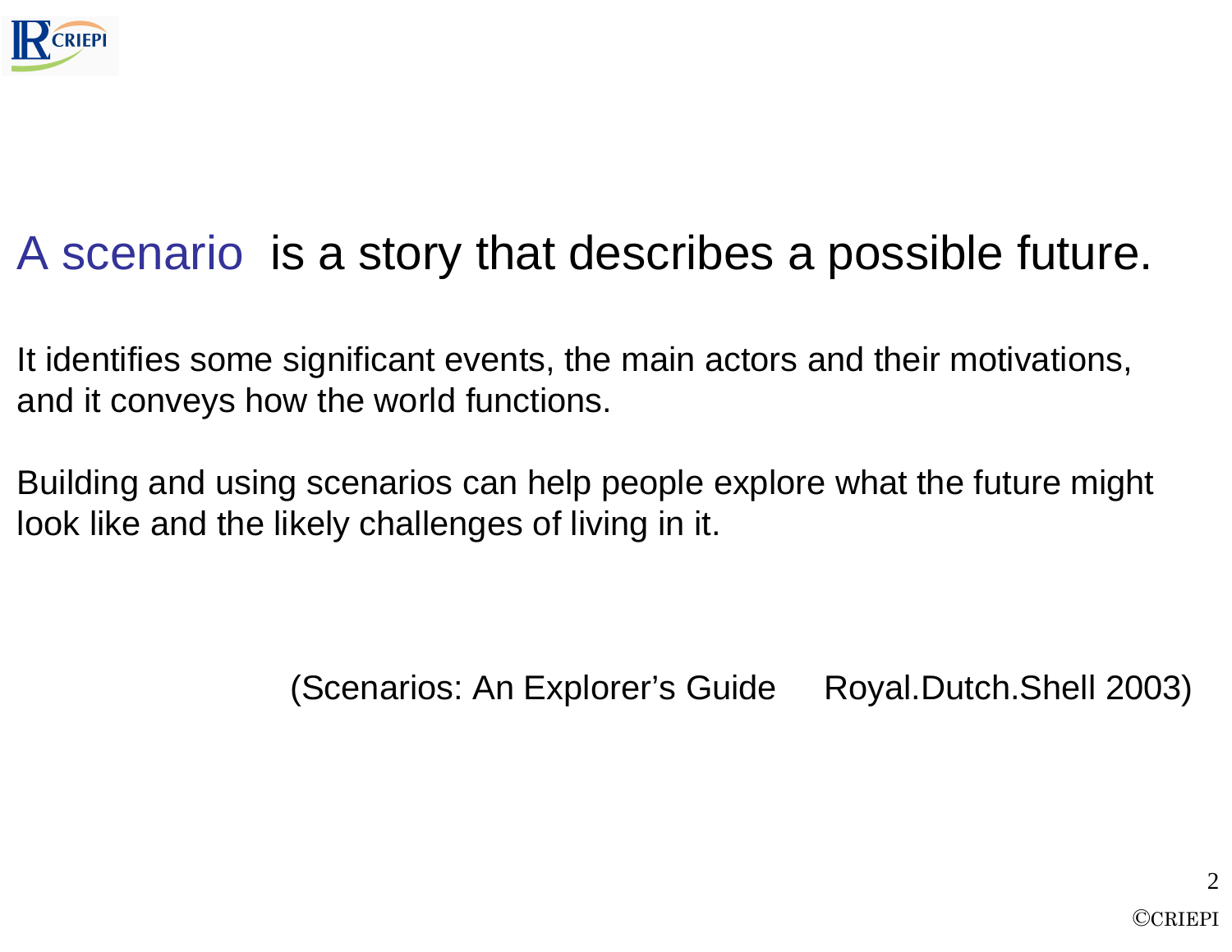## A scenario is a story that describes a possible future.

It identifies some significant events, the main actors and their motivations, and it conveys how the world functions.

Building and using scenarios can help people explore what the future might look like and the likely challenges of living in it.

(Scenarios: An Explorer's Guide Royal.Dutch.Shell 2003)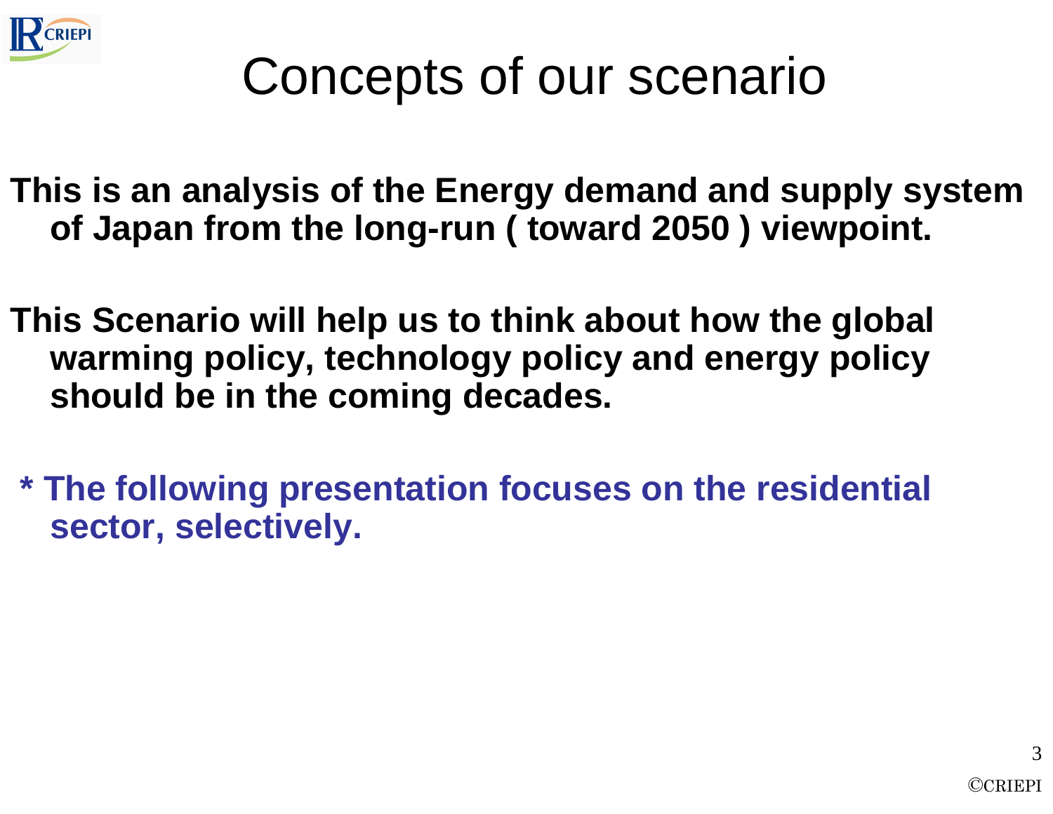# Concepts of our scenario

**This is an analysis of the Energy demand and supply system of Japan from the long-run ( toward 2050 ) viewpoint.**

**This Scenario will help us to think about how the global warming policy, technology policy and energy policy should be in the coming decades.**

**\* The following presentation focuses on the residential sector, selectively.**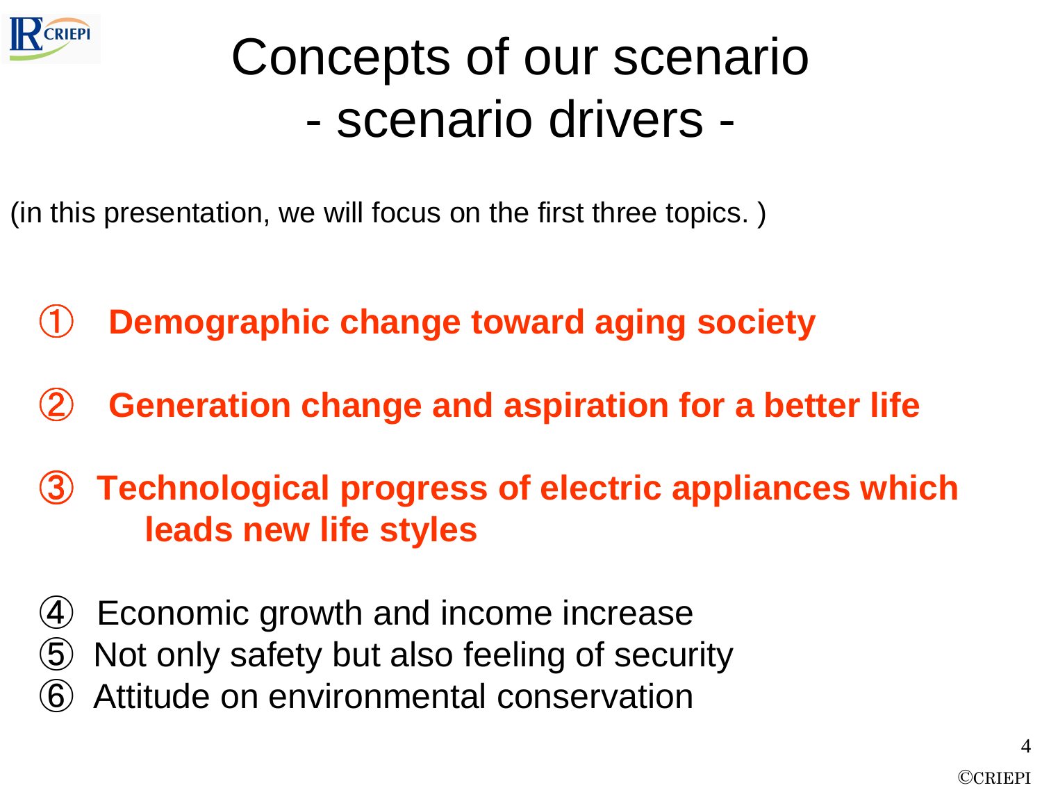# Concepts of our scenario
## - scenario drivers -

(in this presentation, we will focus on the first three topics. )

① **Demographic change toward aging society**

② **Generation change and aspiration for a better life**

③ **Technological progress of electric appliances which leads new life styles**

④ Economic growth and income increase
⑤ Not only safety but also feeling of security
⑥ Attitude on environmental conservation

©CRIEPI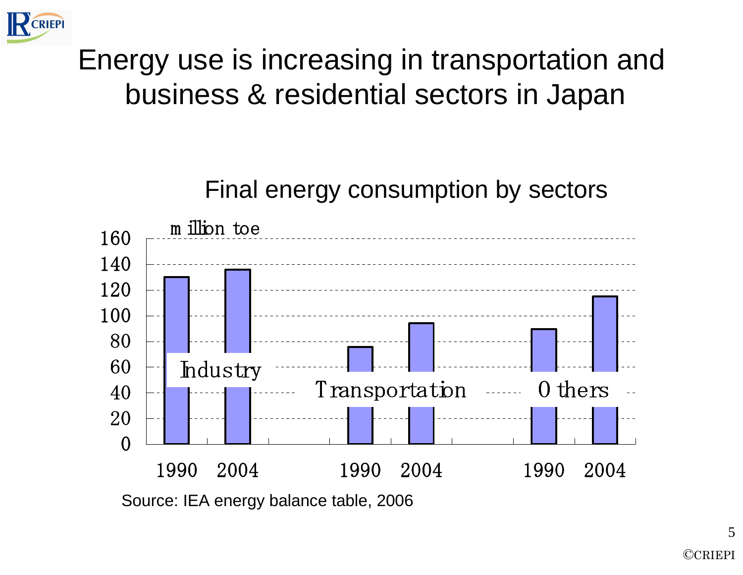# Energy use is increasing in transportation and business & residential sectors in Japan

Final energy consumption by sectors

million toe

| | 1990 | 2004 |
|---|---|---|
| Industry | 130 | 136 |
| Transportation | 76 | 94 |
| Others | 90 | 115 |

Source: IEA energy balance table, 2006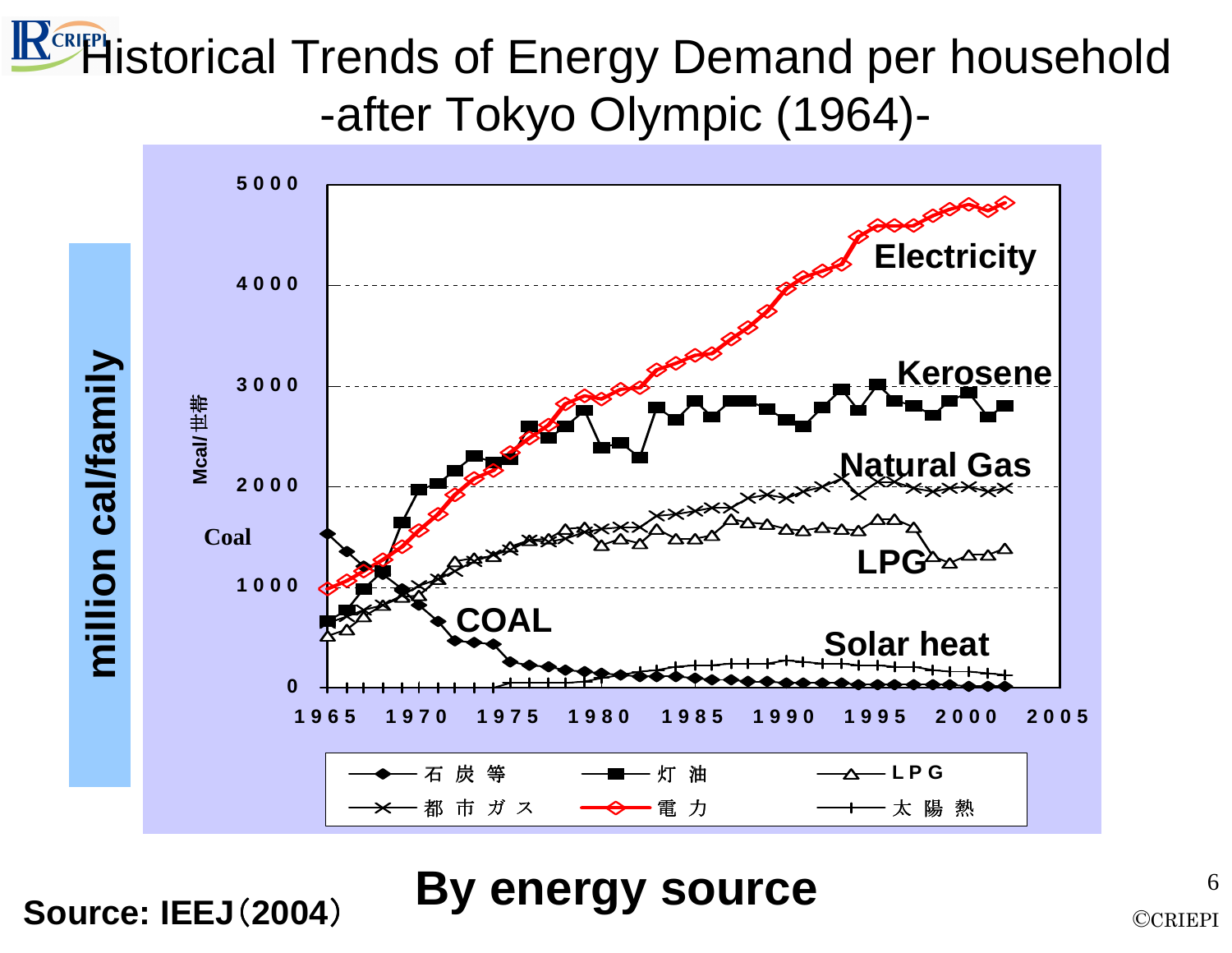# Historical Trends of Energy Demand per household -after Tokyo Olympic (1964)-

million cal/family

Mcal/世帯

Electricity

Kerosene

Natural Gas

LPG

Coal

COAL

Solar heat

石炭等　灯油　LPG　都市ガス　電力　太陽熱

**By energy source**

**Source: IEEJ（2004）**

©CRIEPI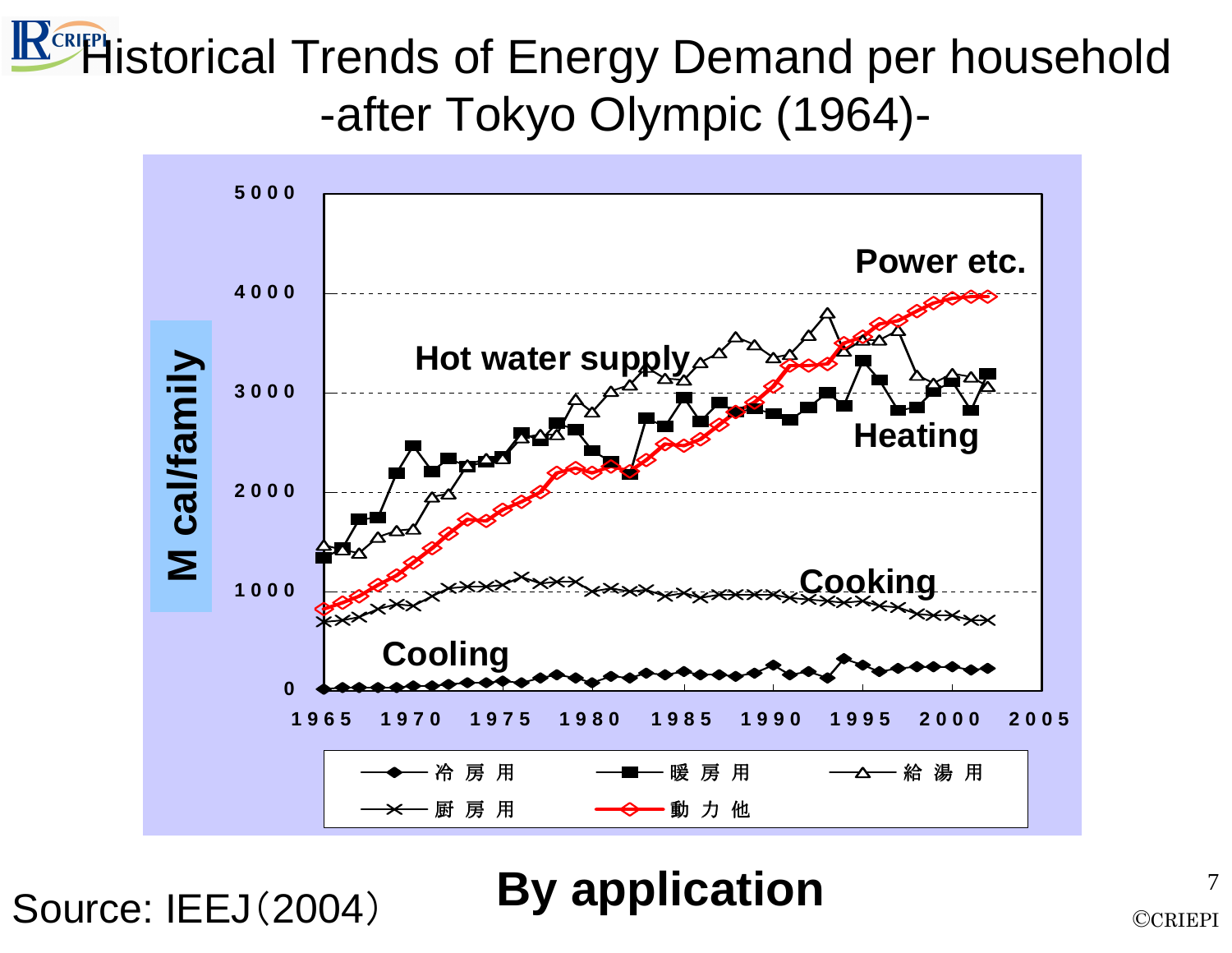# Historical Trends of Energy Demand per household -after Tokyo Olympic (1964)-

M cal/family

Power etc.

Hot water supply

Heating

Cooking

Cooling

5000
4000
3000
2000
1000
0

1965 1970 1975 1980 1985 1990 1995 2000 2005

冷房用　暖房用　給湯用　厨房用　動力他

Source: IEEJ（2004）

**By application**

©CRIEPI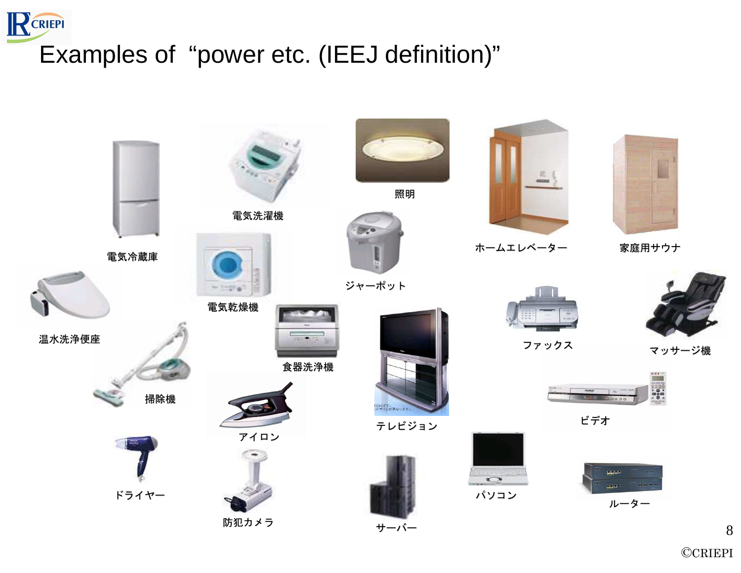# Examples of “power etc. (IEEJ definition)”

電気冷蔵庫

電気洗濯機

照明

ホームエレベーター

家庭用サウナ

電気乾燥機

ジャーポット

温水洗浄便座

食器洗浄機

ファックス

マッサージ機

掃除機

テレビジョン

ビデオ

アイロン

ドライヤー

防犯カメラ

サーバー

パソコン

ルーター

©CRIEPI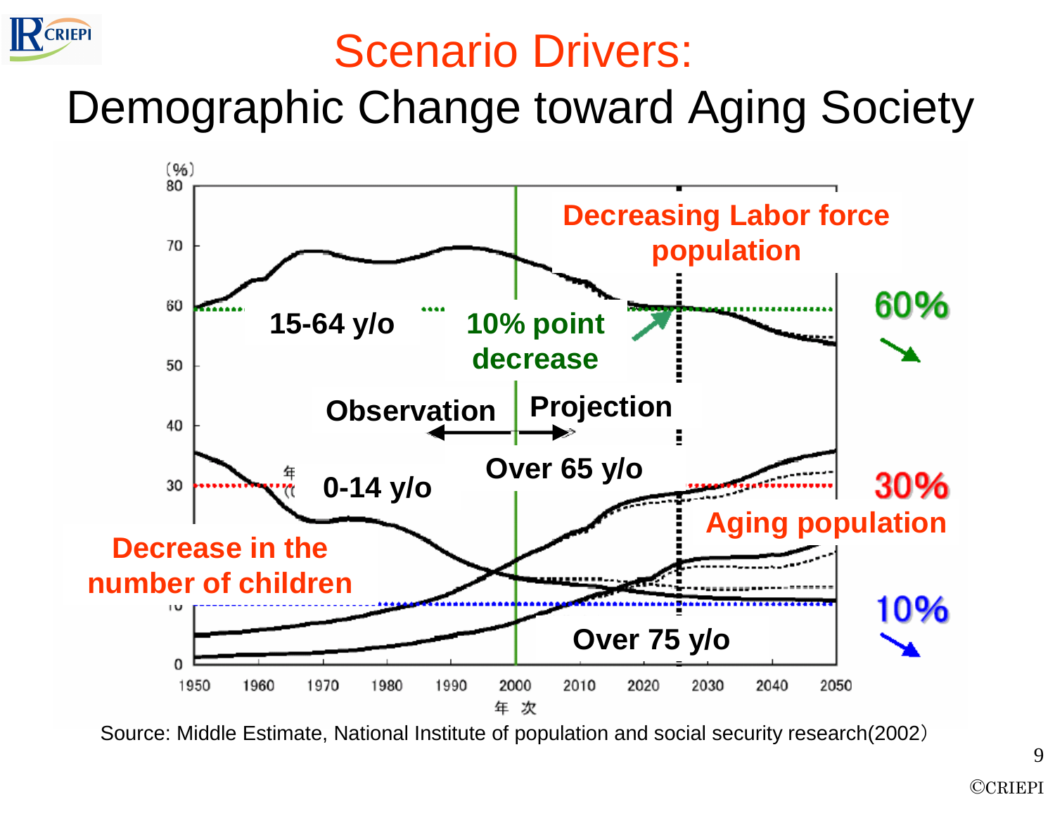# Scenario Drivers:

## Demographic Change toward Aging Society

(%)

Decreasing Labor force population

15-64 y/o

10% point decrease

60%

Observation

Projection

0-14 y/o

Over 65 y/o

30%

Aging population

Decrease in the number of children

10%

Over 75 y/o

1950 1960 1970 1980 1990 2000 2010 2020 2030 2040 2050

年 次

Source: Middle Estimate, National Institute of population and social security research(2002）

©CRIEPI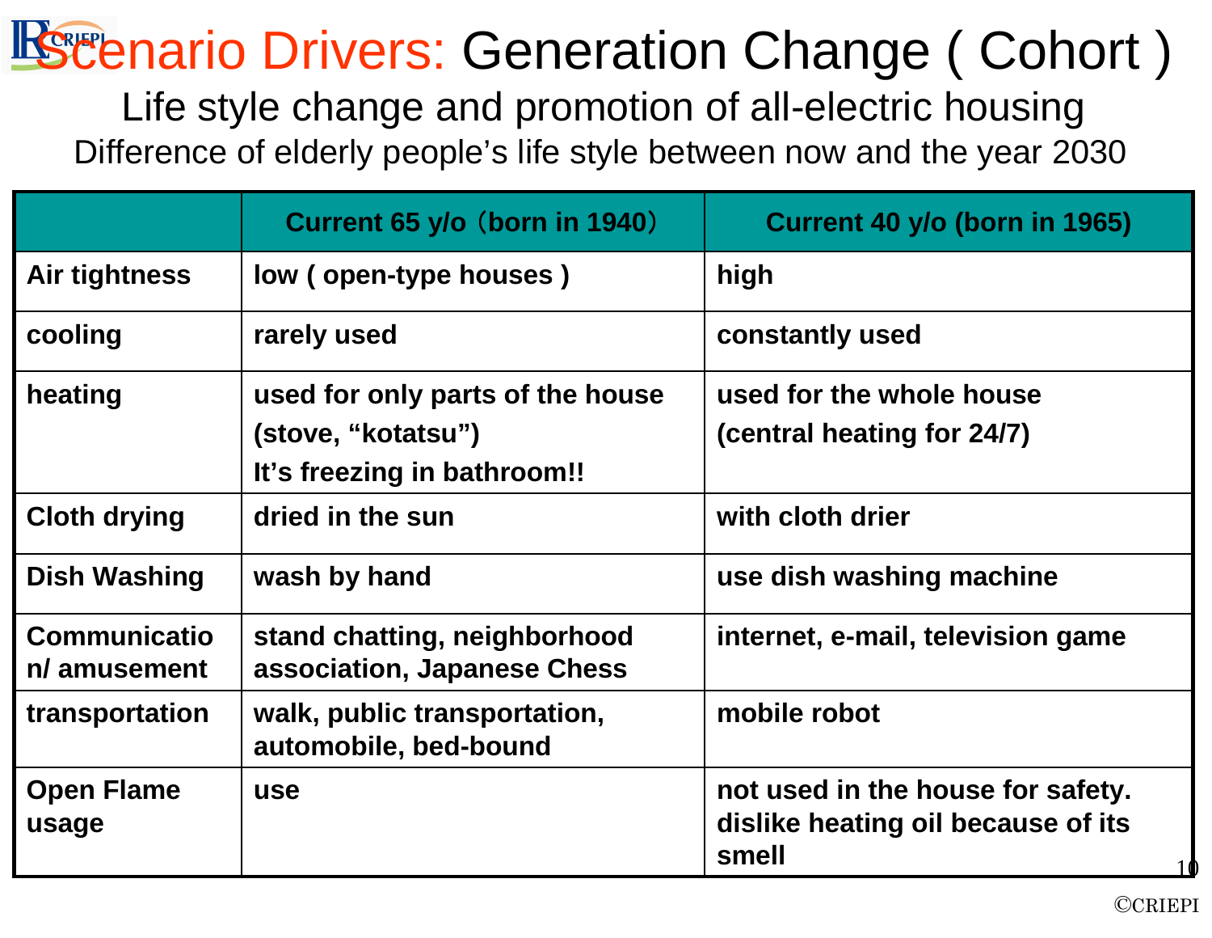# Scenario Drivers: Generation Change ( Cohort )

## Life style change and promotion of all-electric housing

### Difference of elderly people's life style between now and the year 2030

| | Current 65 y/o（born in 1940） | Current 40 y/o (born in 1965) |
|---|---|---|
| Air tightness | low ( open-type houses ) | high |
| cooling | rarely used | constantly used |
| heating | used for only parts of the house (stove, "kotatsu") It's freezing in bathroom!! | used for the whole house (central heating for 24/7) |
| Cloth drying | dried in the sun | with cloth drier |
| Dish Washing | wash by hand | use dish washing machine |
| Communication/ amusement | stand chatting, neighborhood association, Japanese Chess | internet, e-mail, television game |
| transportation | walk, public transportation, automobile, bed-bound | mobile robot |
| Open Flame usage | use | not used in the house for safety. dislike heating oil because of its smell |

©CRIEPI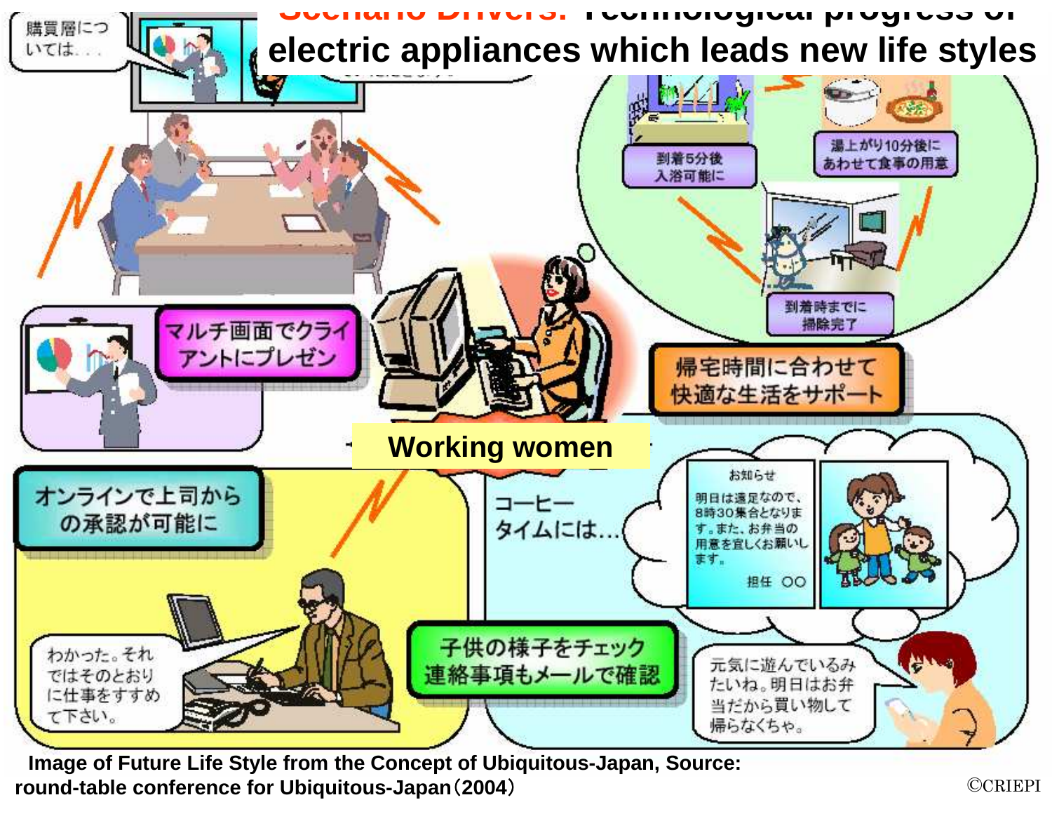# Scenario Drivers: Technological progress of electric appliances which leads new life styles

購買層については．．．

マルチ画面でクライアントにプレゼン

到着5分後入浴可能に

湯上がり10分後にあわせて食事の用意

到着時までに掃除完了

帰宅時間に合わせて快適な生活をサポート

**Working women**

オンラインで上司からの承認が可能に

わかった。それではそのとおりに仕事をすすめて下さい。

コーヒータイムには…

お知らせ

明日は遠足なので、8時30集合となります。また、お弁当の用意を宜しくお願いします。

担任 ○○

子供の様子をチェック連絡事項もメールで確認

元気に遊んでいるみたいね。明日はお弁当だから買い物して帰らなくちゃ。

**Image of Future Life Style from the Concept of Ubiquitous-Japan, Source: round-table conference for Ubiquitous-Japan（2004）**

©CRIEPI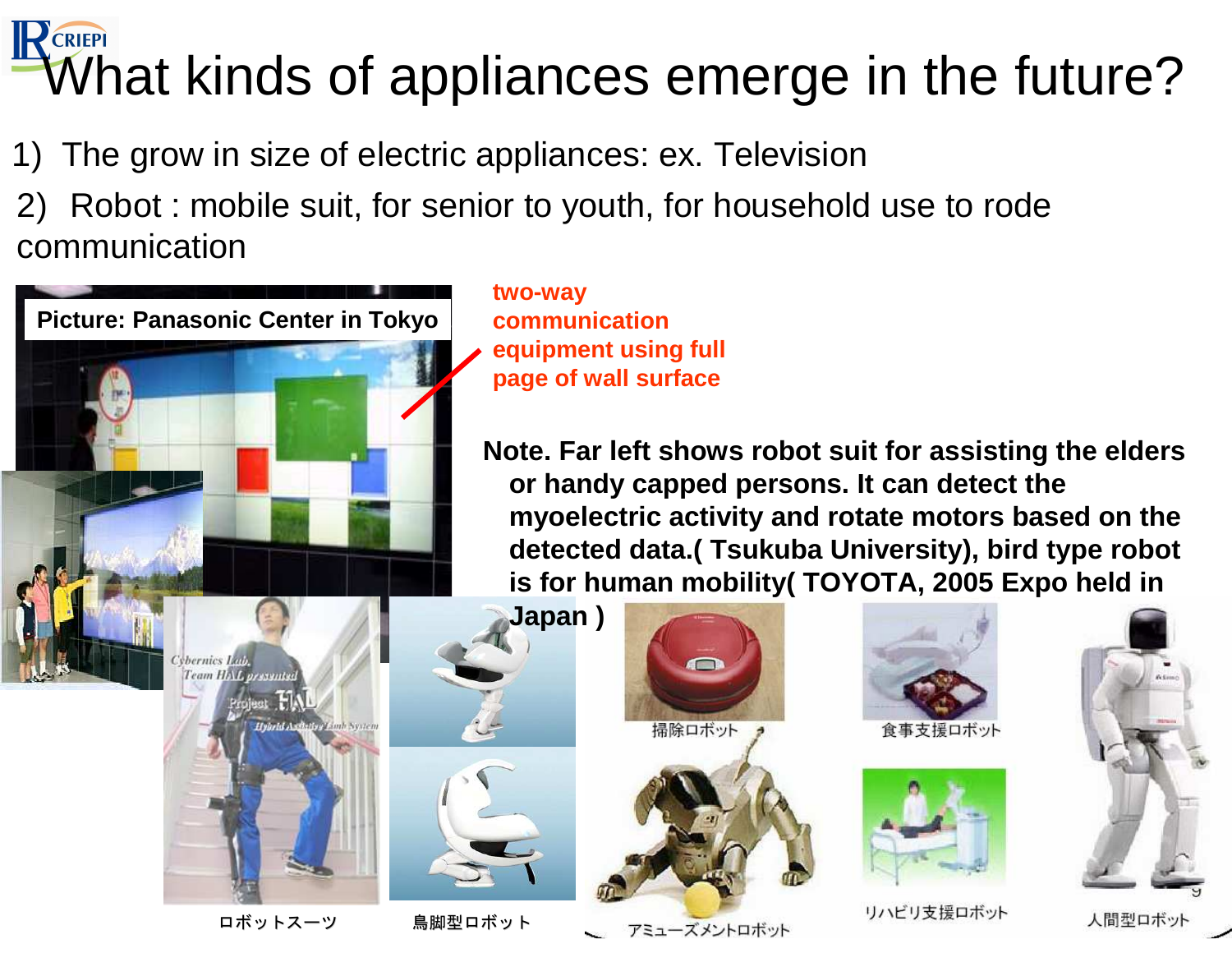# What kinds of appliances emerge in the future?

1) The grow in size of electric appliances: ex. Television

2) Robot : mobile suit, for senior to youth, for household use to rode communication

**Picture: Panasonic Center in Tokyo**

**two-way communication equipment using full page of wall surface**

**Note. Far left shows robot suit for assisting the elders or handy capped persons. It can detect the myoelectric activity and rotate motors based on the detected data.( Tsukuba University), bird type robot is for human mobility( TOYOTA, 2005 Expo held in Japan )**

掃除ロボット

食事支援ロボット

アミューズメントロボット

リハビリ支援ロボット

人間型ロボット

ロボットスーツ

鳥脚型ロボット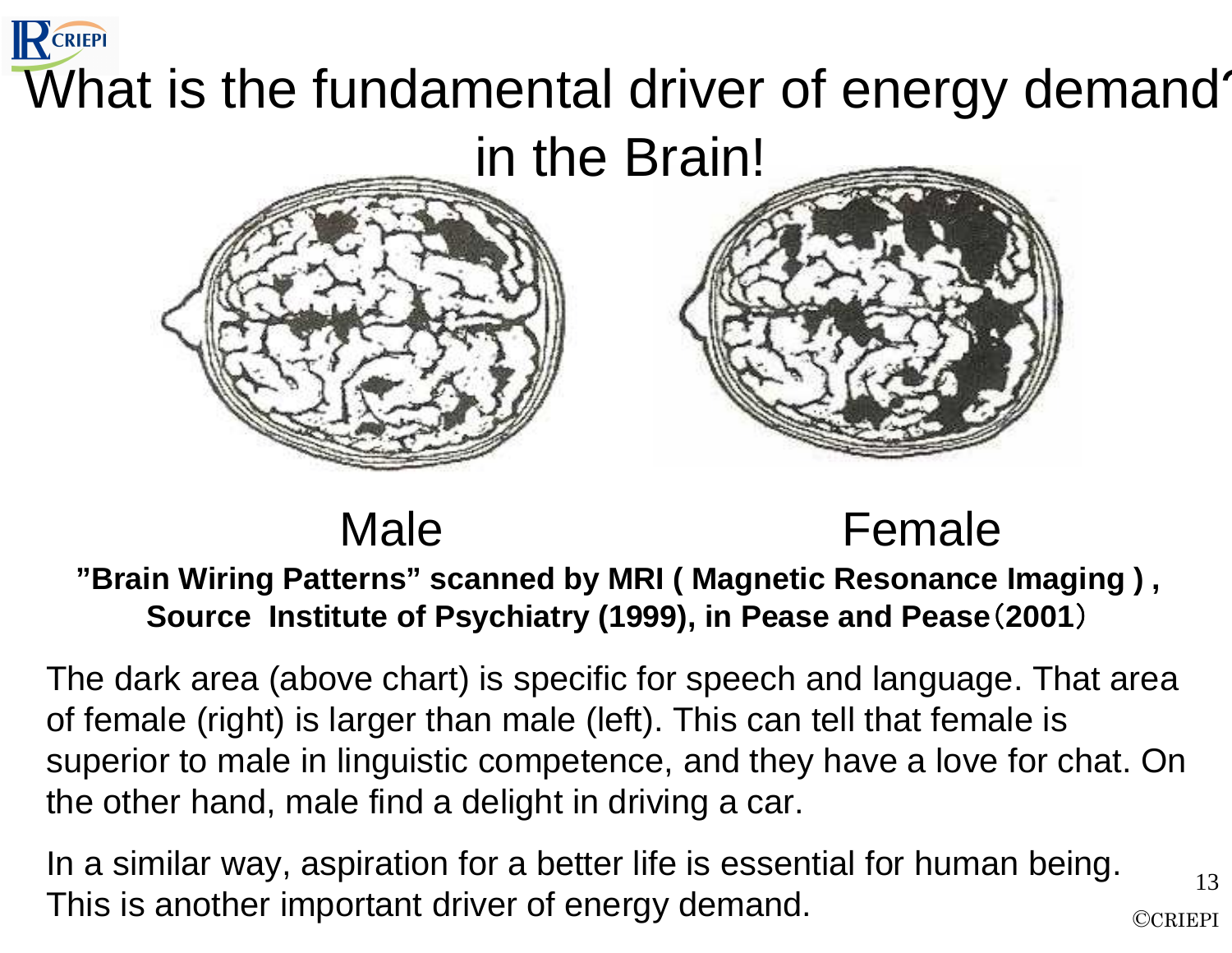# What is the fundamental driver of energy demand? in the Brain!

Male

Female

**"Brain Wiring Patterns" scanned by MRI ( Magnetic Resonance Imaging ) , Source Institute of Psychiatry (1999), in Pease and Pease（2001）**

The dark area (above chart) is specific for speech and language. That area of female (right) is larger than male (left). This can tell that female is superior to male in linguistic competence, and they have a love for chat. On the other hand, male find a delight in driving a car.

In a similar way, aspiration for a better life is essential for human being. This is another important driver of energy demand.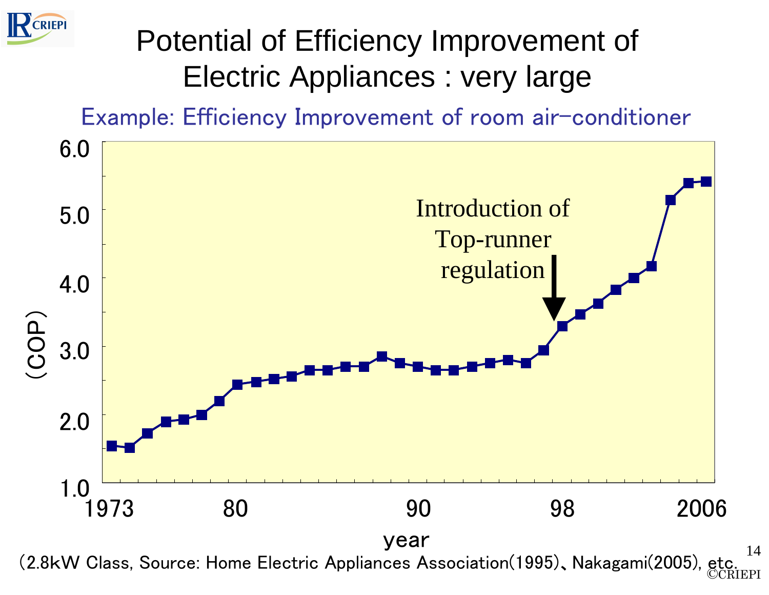# Potential of Efficiency Improvement of Electric Appliances : very large

## Example: Efficiency Improvement of room air-conditioner

(COP)

6.0
5.0
4.0
3.0
2.0
1.0

1973 80 90 98 2006

year

Introduction of Top-runner regulation

（2.8kW Class, Source: Home Electric Appliances Association(1995)、Nakagami(2005), etc.

©CRIEPI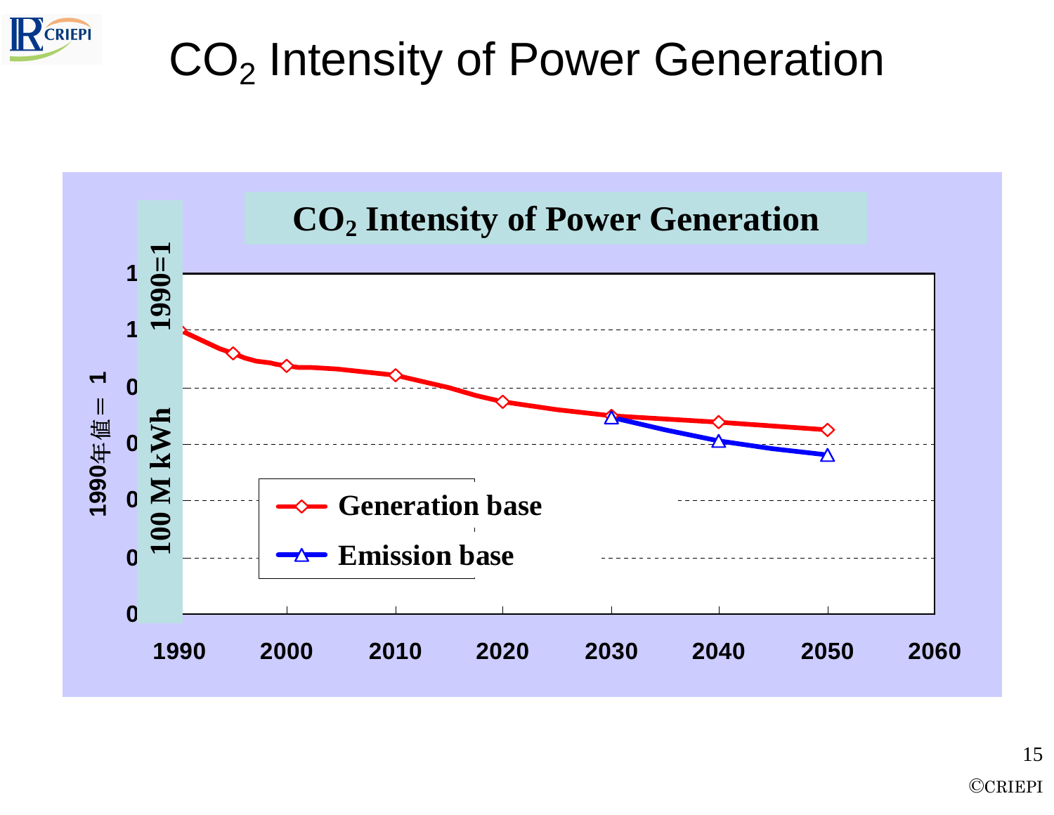# $CO_2$ Intensity of Power Generation

**$CO_2$ Intensity of Power Generation**

1990=1

100 M kWh

1990年値＝1

1
1
0
0
0
0
0

1990 2000 2010 2020 2030 2040 2050 2060

- Generation base
- Emission base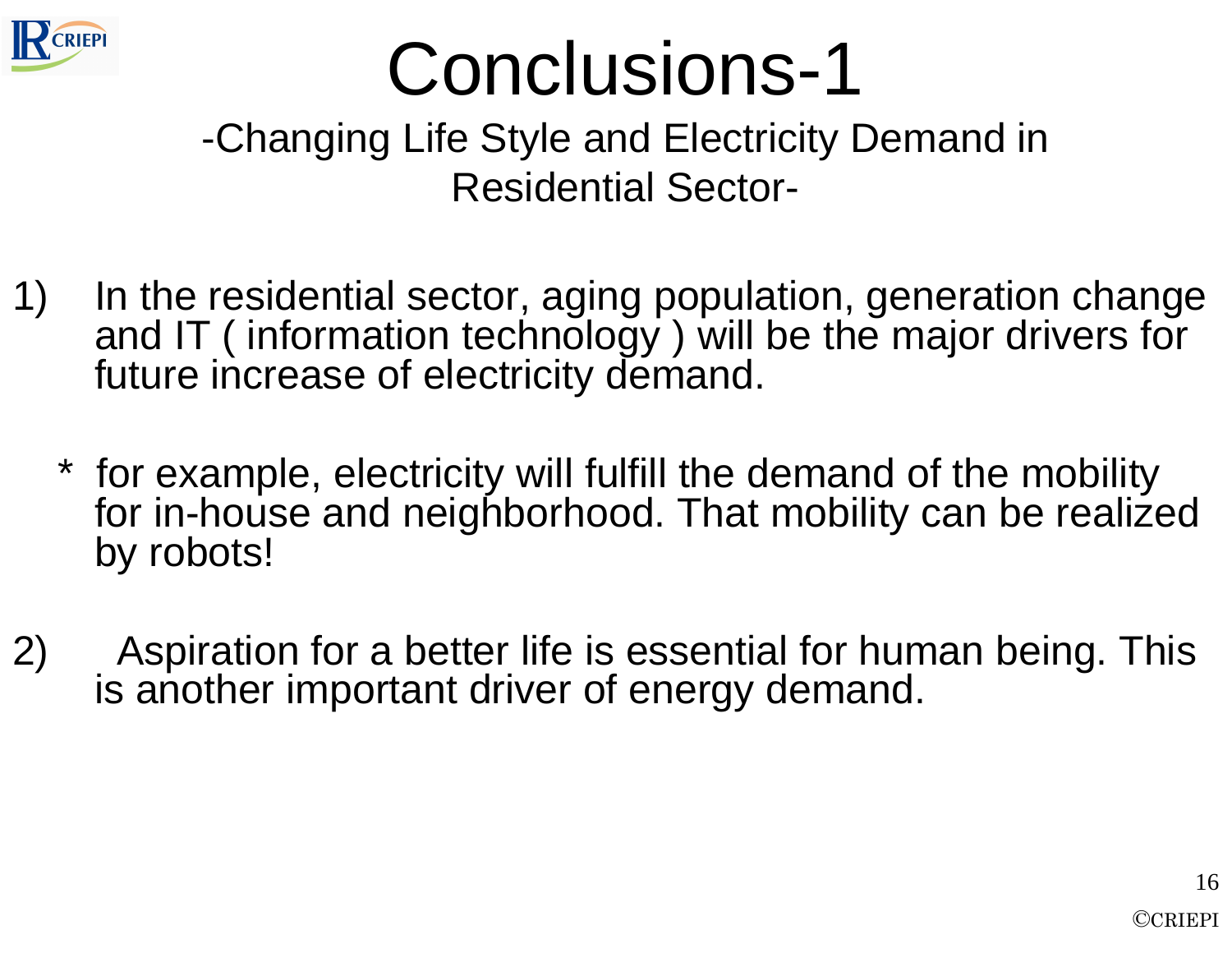# Conclusions-1

## -Changing Life Style and Electricity Demand in Residential Sector-

1) In the residential sector, aging population, generation change and IT ( information technology ) will be the major drivers for future increase of electricity demand.

   * for example, electricity will fulfill the demand of the mobility for in-house and neighborhood. That mobility can be realized by robots!

2) Aspiration for a better life is essential for human being. This is another important driver of energy demand.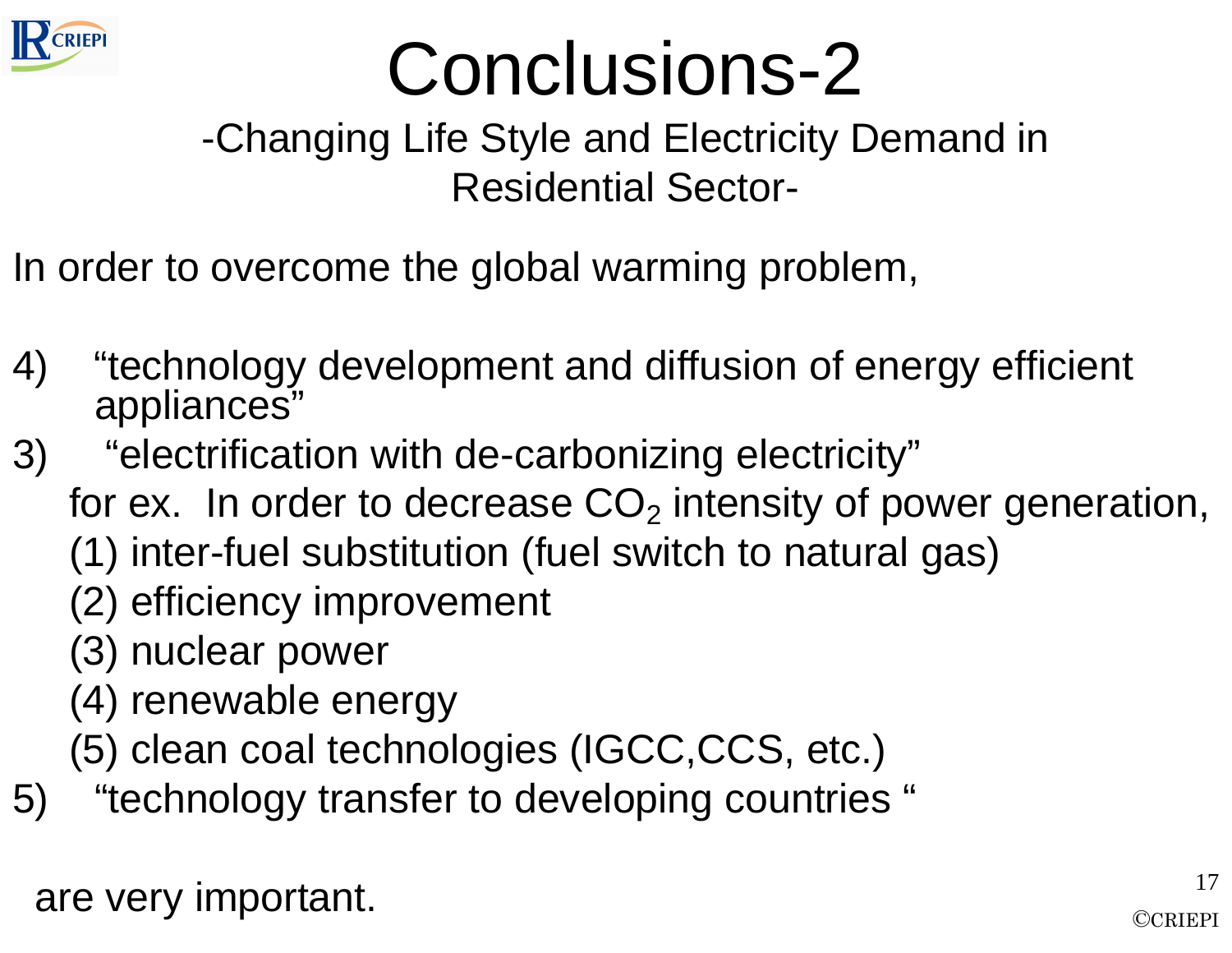# Conclusions-2

-Changing Life Style and Electricity Demand in Residential Sector-

In order to overcome the global warming problem,

4) "technology development and diffusion of energy efficient appliances"

3) "electrification with de-carbonizing electricity"

   for ex. In order to decrease $CO_2$ intensity of power generation,

   (1) inter-fuel substitution (fuel switch to natural gas)

   (2) efficiency improvement

   (3) nuclear power

   (4) renewable energy

   (5) clean coal technologies (IGCC,CCS, etc.)

5) "technology transfer to developing countries "

are very important.

©CRIEPI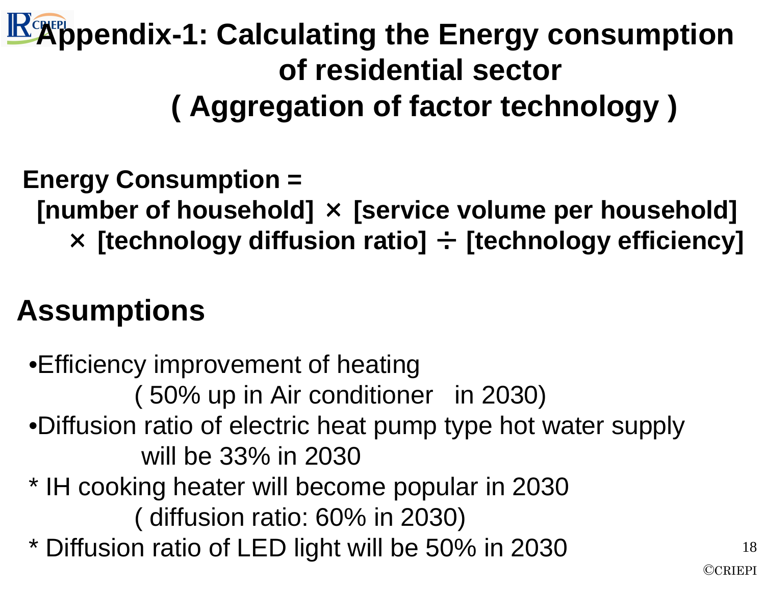# Appendix-1: Calculating the Energy consumption of residential sector ( Aggregation of factor technology )

**Energy Consumption =**
**[number of household] × [service volume per household] × [technology diffusion ratio] ÷ [technology efficiency]**

## Assumptions

- Efficiency improvement of heating
  ( 50% up in Air conditioner in 2030)
- Diffusion ratio of electric heat pump type hot water supply will be 33% in 2030

\* IH cooking heater will become popular in 2030
( diffusion ratio: 60% in 2030)

\* Diffusion ratio of LED light will be 50% in 2030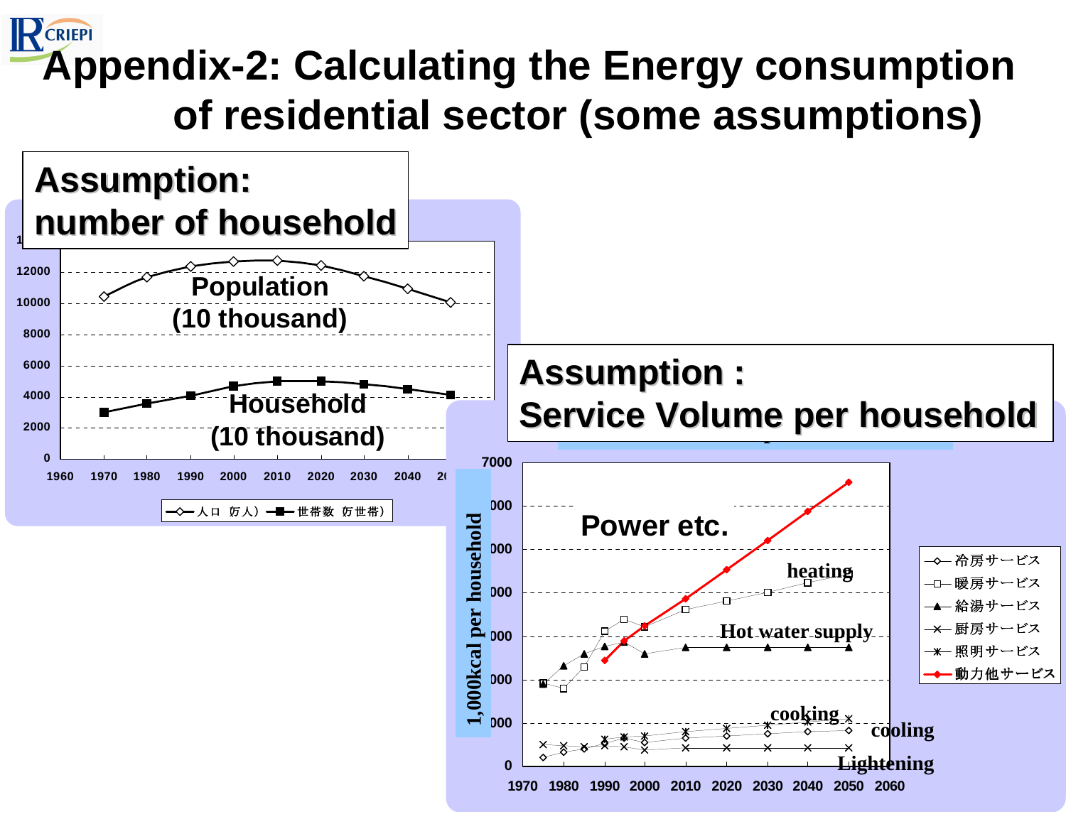# Appendix-2: Calculating the Energy consumption of residential sector (some assumptions)

## Assumption: number of household

Population (10 thousand)

Household (10 thousand)

Y-axis: 0, 2000, 4000, 6000, 8000, 10000, 12000

X-axis: 1960, 1970, 1980, 1990, 2000, 2010, 2020, 2030, 2040, 20

—◇— 人口（万人） —■— 世帯数（万世帯）

## Assumption : Service Volume per household

1,000kcal per household

Y-axis: 0, 000, 000, 000, 000, 000, 000, 7000

X-axis: 1970, 1980, 1990, 2000, 2010, 2020, 2030, 2040, 2050, 2060

Power etc.

heating

Hot water supply

cooking

cooling

Lightening

- —◇— 冷房サービス
- —□— 暖房サービス
- —▲— 給湯サービス
- —×— 厨房サービス
- —✳— 照明サービス
- —◆— 動力他サービス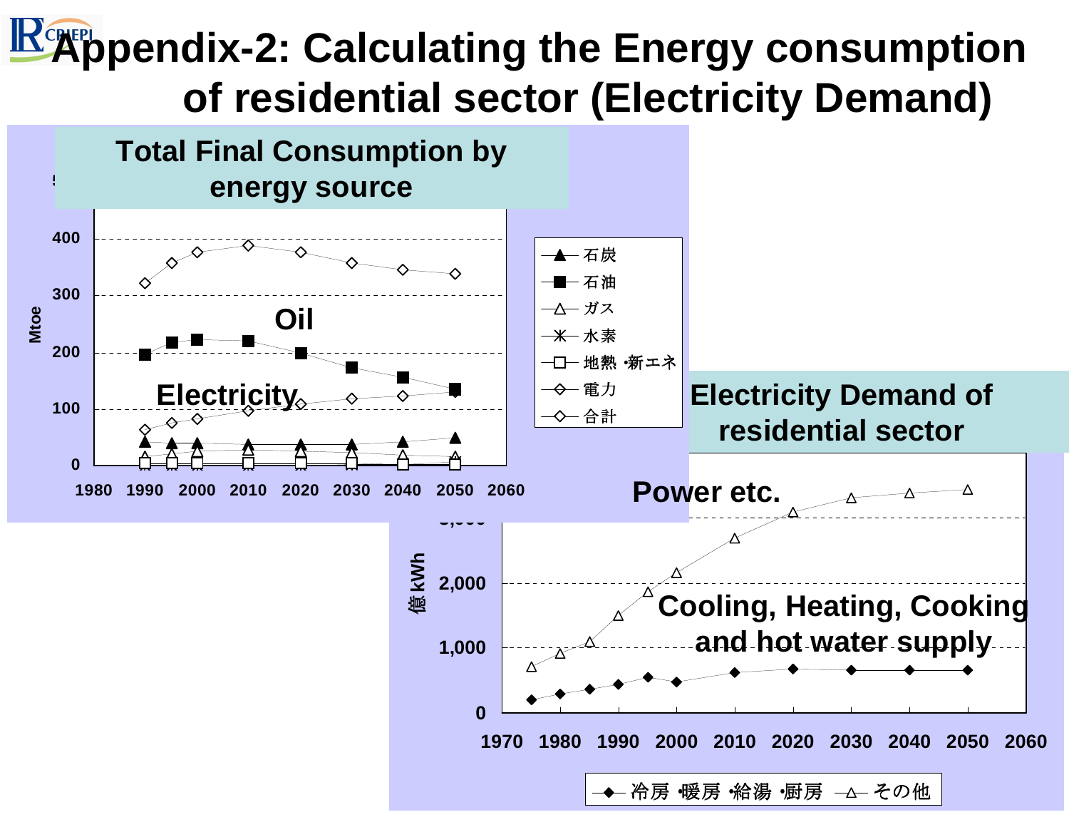# Appendix-2: Calculating the Energy consumption of residential sector (Electricity Demand)

## Total Final Consumption by energy source

Mtoe

400
300
200
100
0

1980 1990 2000 2010 2020 2030 2040 2050 2060

Oil

Electricity

石炭
石油
ガス
水素
地熱・新エネ
電力
合計

## Electricity Demand of residential sector

億kWh

2,000
1,000
0

1970 1980 1990 2000 2010 2020 2030 2040 2050 2060

Power etc.

Cooling, Heating, Cooking and hot water supply

冷房・暖房・給湯・厨房
その他